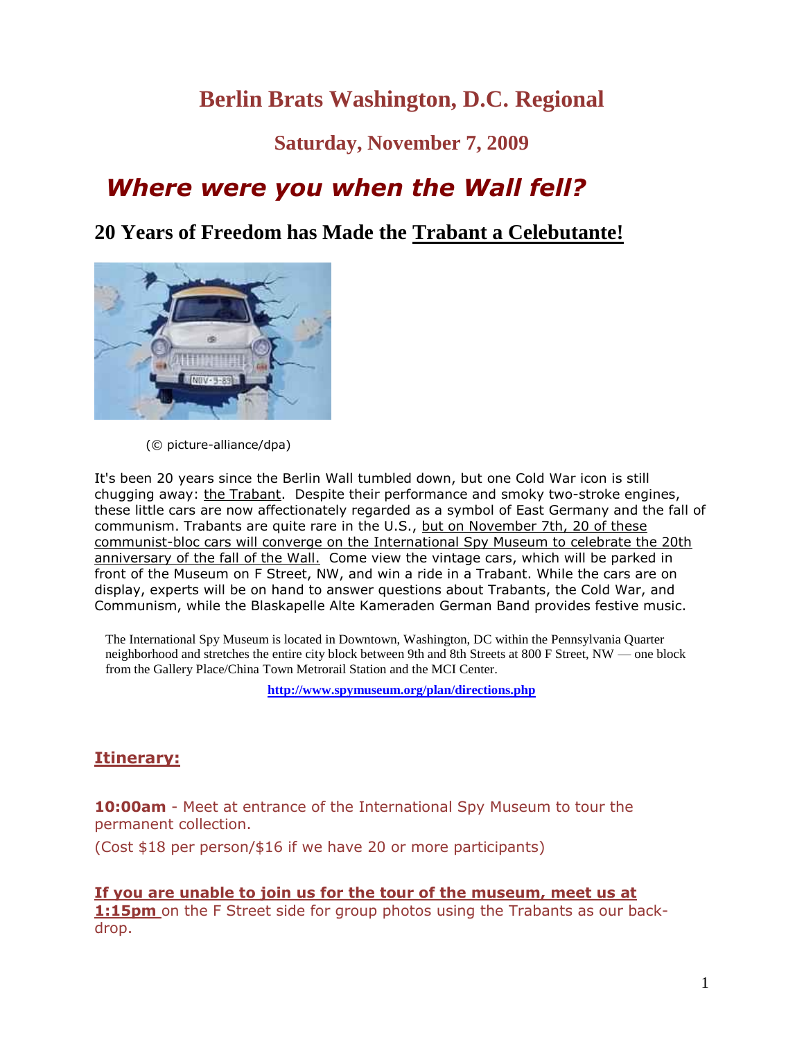# Berlin Brats Washington, D.C. Regional

## Saturday, November 7, 2009

## *Where were you when the Wall fell?*

## 20 Years of Freedom has Made the Trabant a Celebutante!

(© picture-alliance/dpa)

It's been 20 years since the Berlin Wall tumbled down, but one Cold War icon is still chugging away: the Trabant. Despite their performance and smoky two-stroke engines, these little cars are now affectionately regarded as a symbol of East Germany and the fall of communism. Trabants are quite rare in the U.S., but on November 7th, 20 of these communist-bloc cars will converge on the International Spy Museum to celebrate the 20th anniversary of the fall of the Wall. Come view the vintage cars, which will be parked in front of the Museum on F Street, NW, and win a ride in a Trabant. While the cars are on display, experts will be on hand to answer questions about Trabants, the Cold War, and Communism, while the Blaskapelle Alte Kameraden German Band provides festive music.

The International Spy Museum is located in Downtown, Washington, DC within the Pennsylvania Quarter neighborhood and stretches the entire city block between 9th and 8th Streets at 800 F Street, NW — one block from the Gallery Place/China Town Metrorail Station and the MCI Center.

**http://www.spymuseum.org/plan/directions.php**

### Itinerary:

**10:00am** - Meet at entrance of the International Spy Museum to tour the permanent collection.

(Cost $18 per person/$16 if we have 20 or more participants)

**If you are unable to join us for the tour of the museum, meet us at 1:15pm** on the F Street side for group photos using the Trabants as our back-drop.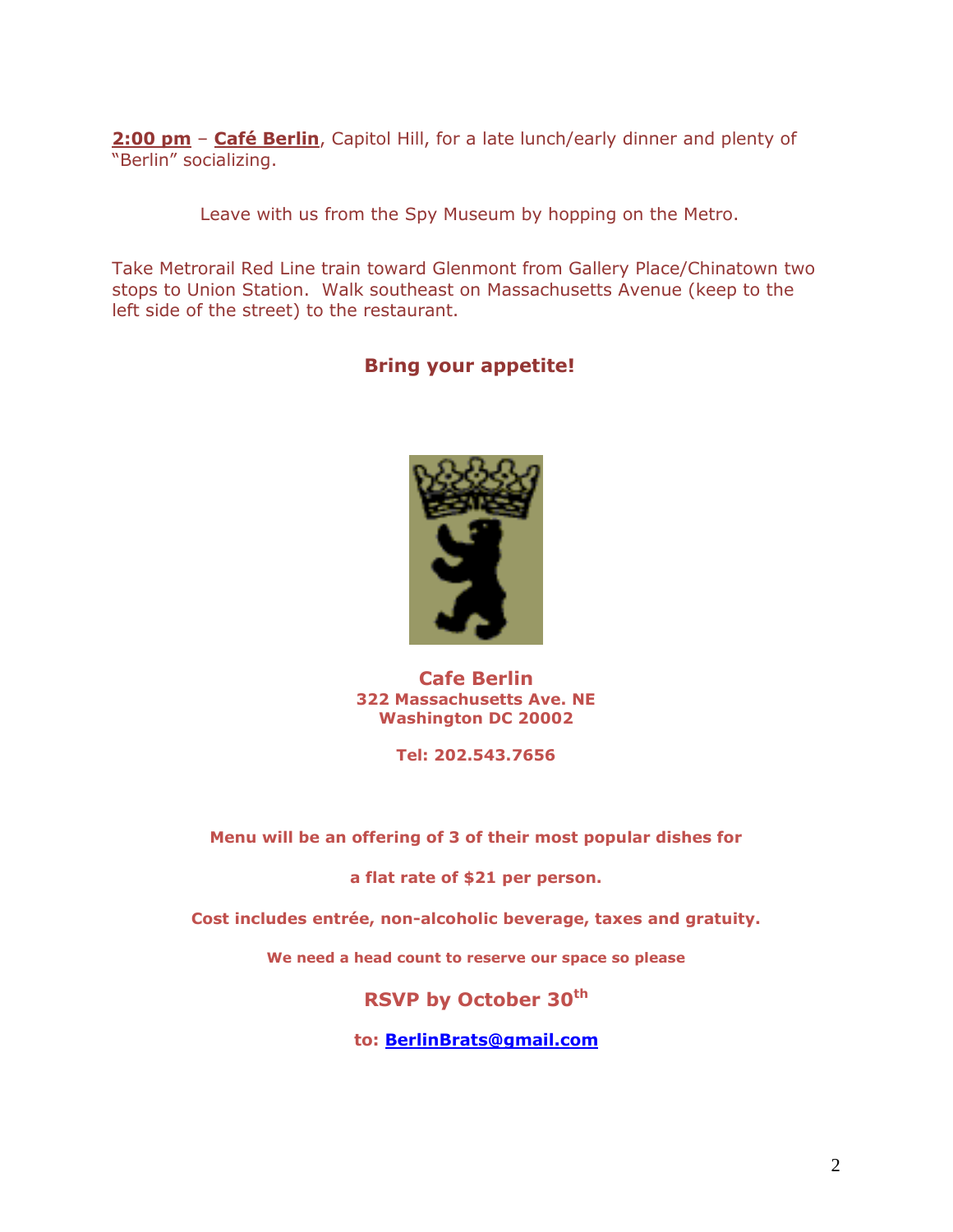**2:00 pm** – **Café Berlin**, Capitol Hill, for a late lunch/early dinner and plenty of "Berlin" socializing.

Leave with us from the Spy Museum by hopping on the Metro.

Take Metrorail Red Line train toward Glenmont from Gallery Place/Chinatown two stops to Union Station. Walk southeast on Massachusetts Avenue (keep to the left side of the street) to the restaurant.

**Bring your appetite!**

**Cafe Berlin**
**322 Massachusetts Ave. NE**
**Washington DC 20002**

**Tel: 202.543.7656**

**Menu will be an offering of 3 of their most popular dishes for**

**a flat rate of $21 per person.**

**Cost includes entrée, non-alcoholic beverage, taxes and gratuity.**

**We need a head count to reserve our space so please**

**RSVP by October 30th**

**to: BerlinBrats@gmail.com**